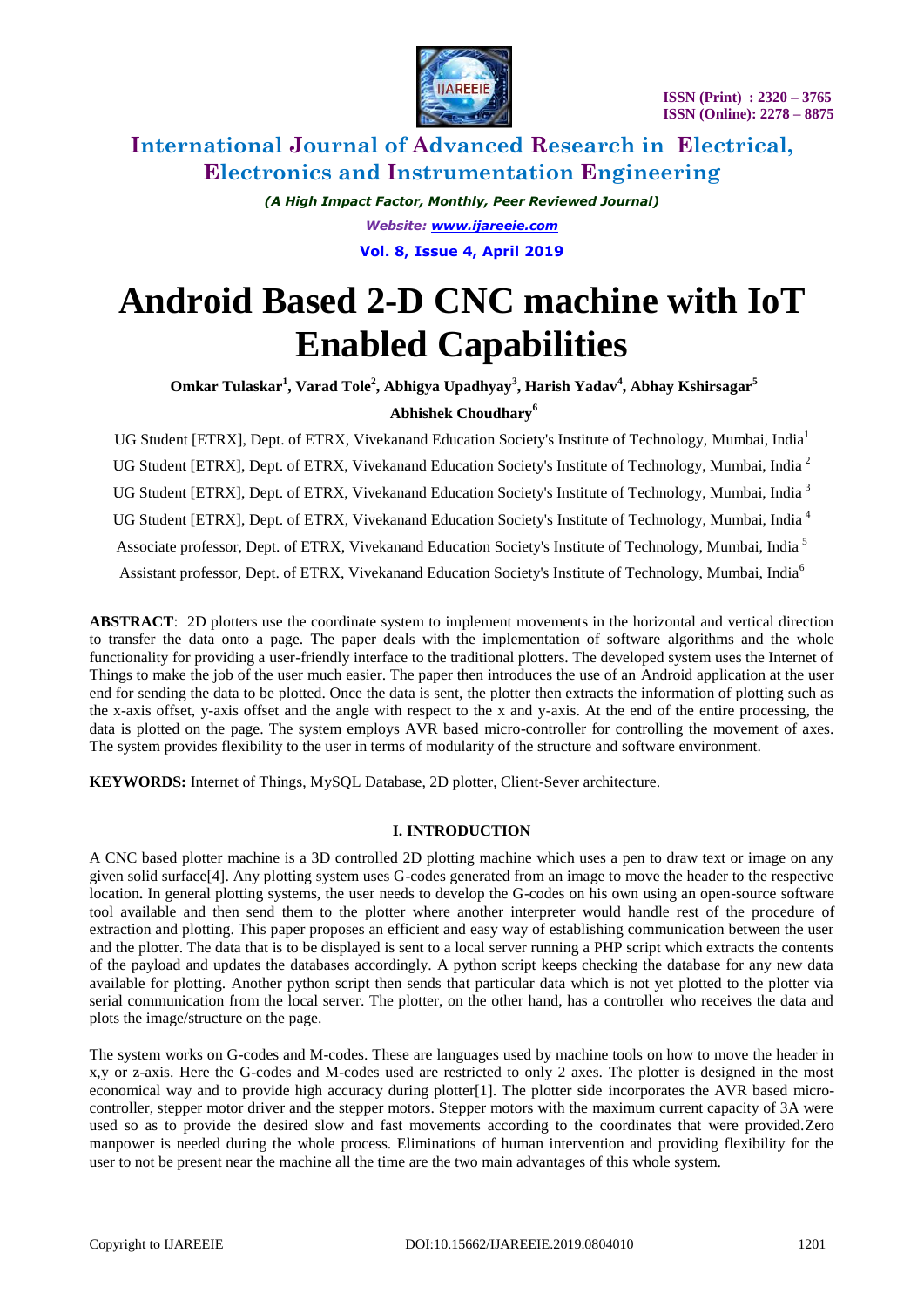# Android Based 2-D CNC machine with IoT Enabled Capabilities

**Omkar Tulaskar[1], Varad Tole[2], Abhigya Upadhyay[3], Harish Yadav[4], Abhay Kshirsagar[5]**

**Abhishek Choudhary[6]**

UG Student [ETRX], Dept. of ETRX, Vivekanand Education Society's Institute of Technology, Mumbai, India[1]

UG Student [ETRX], Dept. of ETRX, Vivekanand Education Society's Institute of Technology, Mumbai, India [2]

UG Student [ETRX], Dept. of ETRX, Vivekanand Education Society's Institute of Technology, Mumbai, India [3]

UG Student [ETRX], Dept. of ETRX, Vivekanand Education Society's Institute of Technology, Mumbai, India [4]

Associate professor, Dept. of ETRX, Vivekanand Education Society's Institute of Technology, Mumbai, India [5]

Assistant professor, Dept. of ETRX, Vivekanand Education Society's Institute of Technology, Mumbai, India[6]

**ABSTRACT**: 2D plotters use the coordinate system to implement movements in the horizontal and vertical direction to transfer the data onto a page. The paper deals with the implementation of software algorithms and the whole functionality for providing a user-friendly interface to the traditional plotters. The developed system uses the Internet of Things to make the job of the user much easier. The paper then introduces the use of an Android application at the user end for sending the data to be plotted. Once the data is sent, the plotter then extracts the information of plotting such as the x-axis offset, y-axis offset and the angle with respect to the x and y-axis. At the end of the entire processing, the data is plotted on the page. The system employs AVR based micro-controller for controlling the movement of axes. The system provides flexibility to the user in terms of modularity of the structure and software environment.

**KEYWORDS:** Internet of Things, MySQL Database, 2D plotter, Client-Sever architecture.

## I. INTRODUCTION

A CNC based plotter machine is a 3D controlled 2D plotting machine which uses a pen to draw text or image on any given solid surface[4]. Any plotting system uses G-codes generated from an image to move the header to the respective location**.** In general plotting systems, the user needs to develop the G-codes on his own using an open-source software tool available and then send them to the plotter where another interpreter would handle rest of the procedure of extraction and plotting. This paper proposes an efficient and easy way of establishing communication between the user and the plotter. The data that is to be displayed is sent to a local server running a PHP script which extracts the contents of the payload and updates the databases accordingly. A python script keeps checking the database for any new data available for plotting. Another python script then sends that particular data which is not yet plotted to the plotter via serial communication from the local server. The plotter, on the other hand, has a controller who receives the data and plots the image/structure on the page.

The system works on G-codes and M-codes. These are languages used by machine tools on how to move the header in x,y or z-axis. Here the G-codes and M-codes used are restricted to only 2 axes. The plotter is designed in the most economical way and to provide high accuracy during plotter[1]. The plotter side incorporates the AVR based micro-controller, stepper motor driver and the stepper motors. Stepper motors with the maximum current capacity of 3A were used so as to provide the desired slow and fast movements according to the coordinates that were provided.Zero manpower is needed during the whole process. Eliminations of human intervention and providing flexibility for the user to not be present near the machine all the time are the two main advantages of this whole system.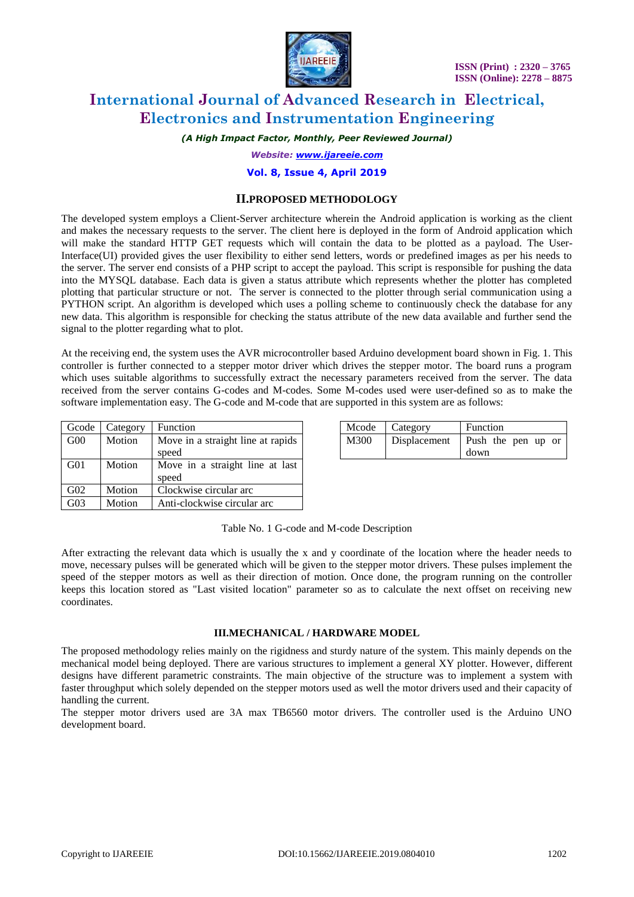## II. PROPOSED METHODOLOGY

The developed system employs a Client-Server architecture wherein the Android application is working as the client and makes the necessary requests to the server. The client here is deployed in the form of Android application which will make the standard HTTP GET requests which will contain the data to be plotted as a payload. The User-Interface(UI) provided gives the user flexibility to either send letters, words or predefined images as per his needs to the server. The server end consists of a PHP script to accept the payload. This script is responsible for pushing the data into the MYSQL database. Each data is given a status attribute which represents whether the plotter has completed plotting that particular structure or not. The server is connected to the plotter through serial communication using a PYTHON script. An algorithm is developed which uses a polling scheme to continuously check the database for any new data. This algorithm is responsible for checking the status attribute of the new data available and further send the signal to the plotter regarding what to plot.

At the receiving end, the system uses the AVR microcontroller based Arduino development board shown in Fig. 1. This controller is further connected to a stepper motor driver which drives the stepper motor. The board runs a program which uses suitable algorithms to successfully extract the necessary parameters received from the server. The data received from the server contains G-codes and M-codes. Some M-codes used were user-defined so as to make the software implementation easy. The G-code and M-code that are supported in this system are as follows:

| Gcode | Category | Function |
|---|---|---|
| G00 | Motion | Move in a straight line at rapids speed |
| G01 | Motion | Move in a straight line at last speed |
| G02 | Motion | Clockwise circular arc |
| G03 | Motion | Anti-clockwise circular arc |

| Mcode | Category | Function |
|---|---|---|
| M300 | Displacement | Push the pen up or down |

Table No. 1 G-code and M-code Description

After extracting the relevant data which is usually the x and y coordinate of the location where the header needs to move, necessary pulses will be generated which will be given to the stepper motor drivers. These pulses implement the speed of the stepper motors as well as their direction of motion. Once done, the program running on the controller keeps this location stored as "Last visited location" parameter so as to calculate the next offset on receiving new coordinates.

## III. MECHANICAL / HARDWARE MODEL

The proposed methodology relies mainly on the rigidness and sturdy nature of the system. This mainly depends on the mechanical model being deployed. There are various structures to implement a general XY plotter. However, different designs have different parametric constraints. The main objective of the structure was to implement a system with faster throughput which solely depended on the stepper motors used as well the motor drivers used and their capacity of handling the current.

The stepper motor drivers used are 3A max TB6560 motor drivers. The controller used is the Arduino UNO development board.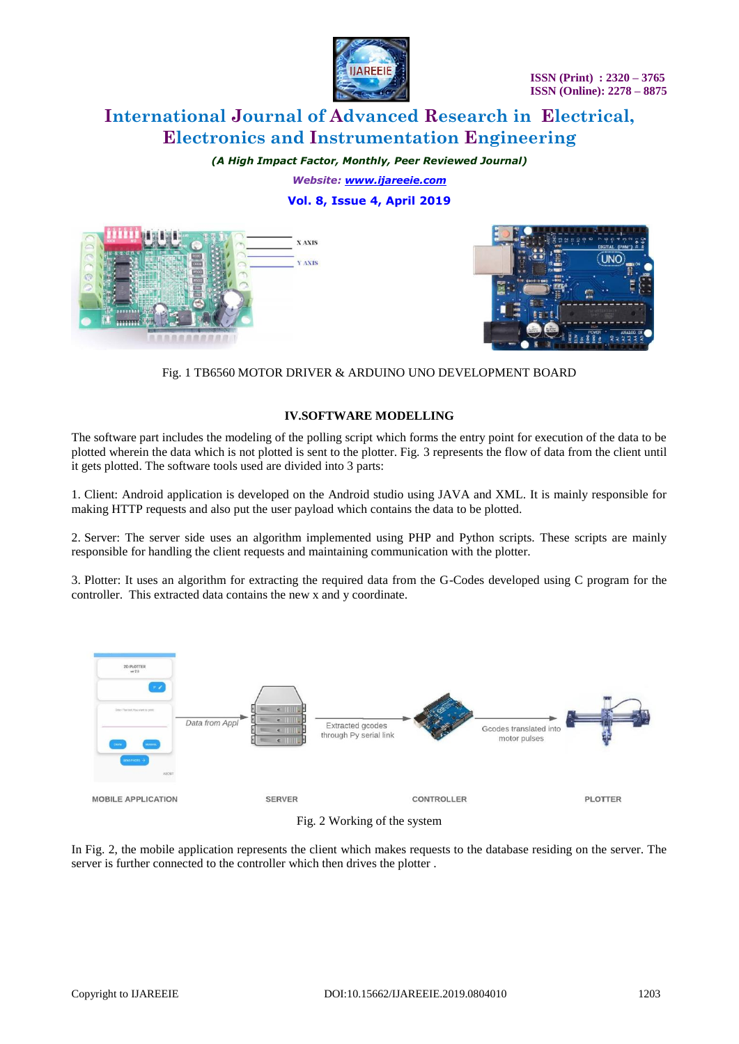Fig. 1 TB6560 MOTOR DRIVER & ARDUINO UNO DEVELOPMENT BOARD

## IV.SOFTWARE MODELLING

The software part includes the modeling of the polling script which forms the entry point for execution of the data to be plotted wherein the data which is not plotted is sent to the plotter. Fig. 3 represents the flow of data from the client until it gets plotted. The software tools used are divided into 3 parts:

1. Client: Android application is developed on the Android studio using JAVA and XML. It is mainly responsible for making HTTP requests and also put the user payload which contains the data to be plotted.

2. Server: The server side uses an algorithm implemented using PHP and Python scripts. These scripts are mainly responsible for handling the client requests and maintaining communication with the plotter.

3. Plotter: It uses an algorithm for extracting the required data from the G-Codes developed using C program for the controller. This extracted data contains the new x and y coordinate.

Fig. 2 Working of the system

In Fig. 2, the mobile application represents the client which makes requests to the database residing on the server. The server is further connected to the controller which then drives the plotter .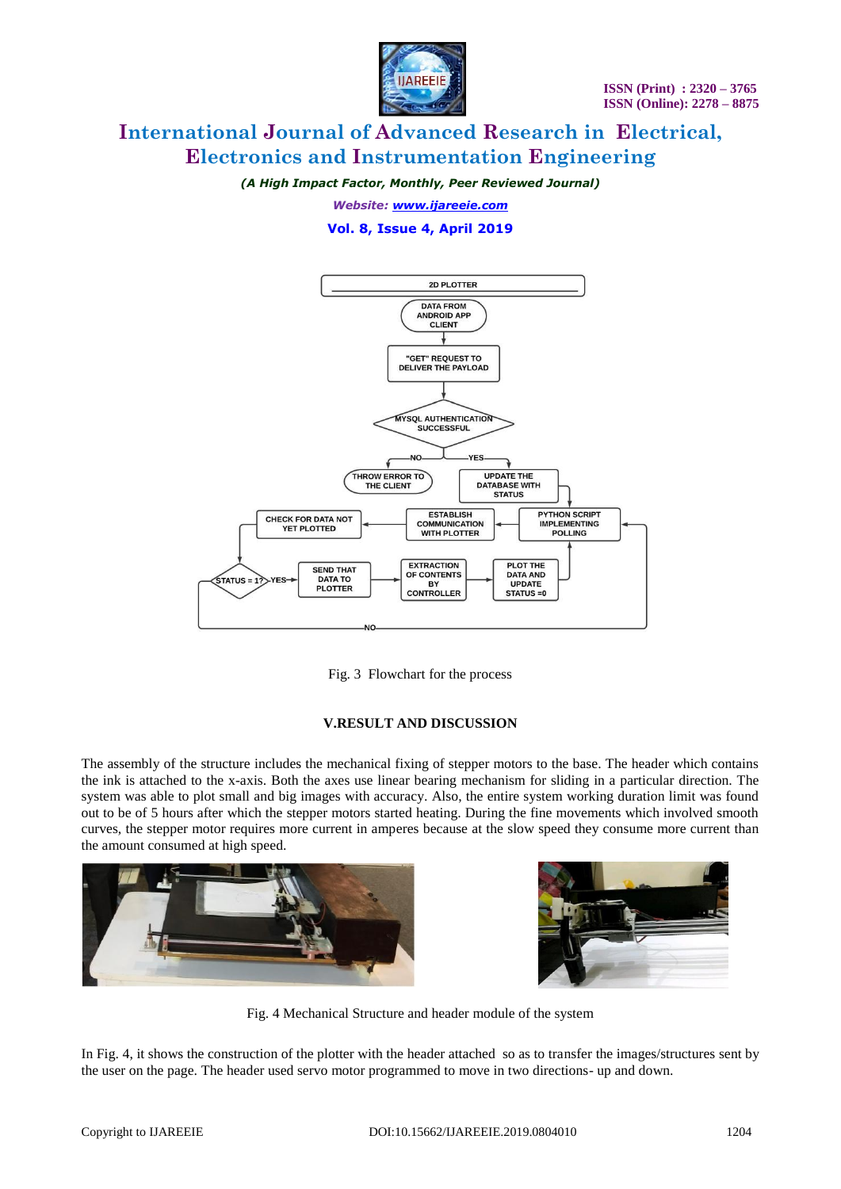Fig. 3 Flowchart for the process

## V.RESULT AND DISCUSSION

The assembly of the structure includes the mechanical fixing of stepper motors to the base. The header which contains the ink is attached to the x-axis. Both the axes use linear bearing mechanism for sliding in a particular direction. The system was able to plot small and big images with accuracy. Also, the entire system working duration limit was found out to be of 5 hours after which the stepper motors started heating. During the fine movements which involved smooth curves, the stepper motor requires more current in amperes because at the slow speed they consume more current than the amount consumed at high speed.

Fig. 4 Mechanical Structure and header module of the system

In Fig. 4, it shows the construction of the plotter with the header attached so as to transfer the images/structures sent by the user on the page. The header used servo motor programmed to move in two directions- up and down.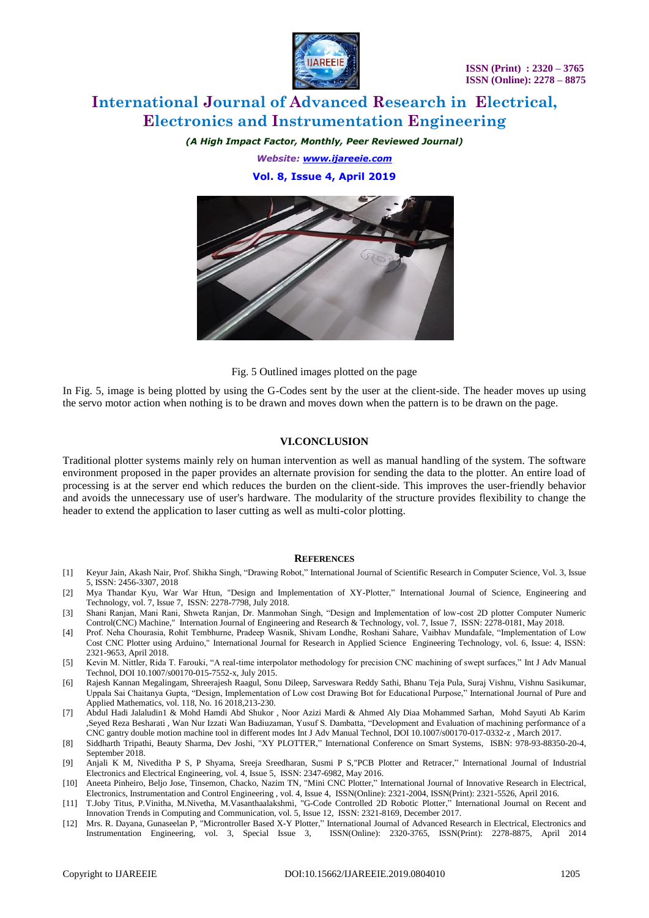Fig. 5 Outlined images plotted on the page

In Fig. 5, image is being plotted by using the G-Codes sent by the user at the client-side. The header moves up using the servo motor action when nothing is to be drawn and moves down when the pattern is to be drawn on the page.

## VI.CONCLUSION

Traditional plotter systems mainly rely on human intervention as well as manual handling of the system. The software environment proposed in the paper provides an alternate provision for sending the data to the plotter. An entire load of processing is at the server end which reduces the burden on the client-side. This improves the user-friendly behavior and avoids the unnecessary use of user's hardware. The modularity of the structure provides flexibility to change the header to extend the application to laser cutting as well as multi-color plotting.

## REFERENCES

[1] Keyur Jain, Akash Nair, Prof. Shikha Singh, "Drawing Robot," International Journal of Scientific Research in Computer Science, Vol. 3, Issue 5, ISSN: 2456-3307, 2018

[2] Mya Thandar Kyu, War War Htun, "Design and Implementation of XY-Plotter," International Journal of Science, Engineering and Technology, vol. 7, Issue 7, ISSN: 2278-7798, July 2018.

[3] Shani Ranjan, Mani Rani, Shweta Ranjan, Dr. Manmohan Singh, "Design and Implementation of low-cost 2D plotter Computer Numeric Control(CNC) Machine," Internation Journal of Engineering and Research & Technology, vol. 7, Issue 7, ISSN: 2278-0181, May 2018.

[4] Prof. Neha Chourasia, Rohit Tembhurne, Pradeep Wasnik, Shivam Londhe, Roshani Sahare, Vaibhav Mundafale, "Implementation of Low Cost CNC Plotter using Arduino," International Journal for Research in Applied Science Engineering Technology, vol. 6, Issue: 4, ISSN: 2321-9653, April 2018.

[5] Kevin M. Nittler, Rida T. Farouki, "A real-time interpolator methodology for precision CNC machining of swept surfaces," Int J Adv Manual Technol, DOI 10.1007/s00170-015-7552-x, July 2015.

[6] Rajesh Kannan Megalingam, Shreerajesh Raagul, Sonu Dileep, Sarveswara Reddy Sathi, Bhanu Teja Pula, Suraj Vishnu, Vishnu Sasikumar, Uppala Sai Chaitanya Gupta, "Design, Implementation of Low cost Drawing Bot for Educational Purpose," International Journal of Pure and Applied Mathematics, vol. 118, No. 16 2018,213-230.

[7] Abdul Hadi Jalaludin1 & Mohd Hamdi Abd Shukor , Noor Azizi Mardi & Ahmed Aly Diaa Mohammed Sarhan, Mohd Sayuti Ab Karim ,Seyed Reza Besharati , Wan Nur Izzati Wan Badiuzaman, Yusuf S. Dambatta, "Development and Evaluation of machining performance of a CNC gantry double motion machine tool in different modes Int J Adv Manual Technol, DOI 10.1007/s00170-017-0332-z , March 2017.

[8] Siddharth Tripathi, Beauty Sharma, Dev Joshi, "XY PLOTTER," International Conference on Smart Systems, ISBN: 978-93-88350-20-4, September 2018.

[9] Anjali K M, Niveditha P S, P Shyama, Sreeja Sreedharan, Susmi P S,"PCB Plotter and Retracer," International Journal of Industrial Electronics and Electrical Engineering, vol. 4, Issue 5, ISSN: 2347-6982, May 2016.

[10] Aneeta Pinheiro, Beljo Jose, Tinsemon, Chacko, Nazim TN, "Mini CNC Plotter," International Journal of Innovative Research in Electrical, Electronics, Instrumentation and Control Engineering , vol. 4, Issue 4, ISSN(Online): 2321-2004, ISSN(Print): 2321-5526, April 2016.

[11] T.Joby Titus, P.Vinitha, M.Nivetha, M.Vasanthaalakshmi, "G-Code Controlled 2D Robotic Plotter," International Journal on Recent and Innovation Trends in Computing and Communication, vol. 5, Issue 12, ISSN: 2321-8169, December 2017.

[12] Mrs. R. Dayana, Gunaseelan P, "Microntroller Based X-Y Plotter," International Journal of Advanced Research in Electrical, Electronics and Instrumentation Engineering, vol. 3, Special Issue 3, ISSN(Online): 2320-3765, ISSN(Print): 2278-8875, April 2014